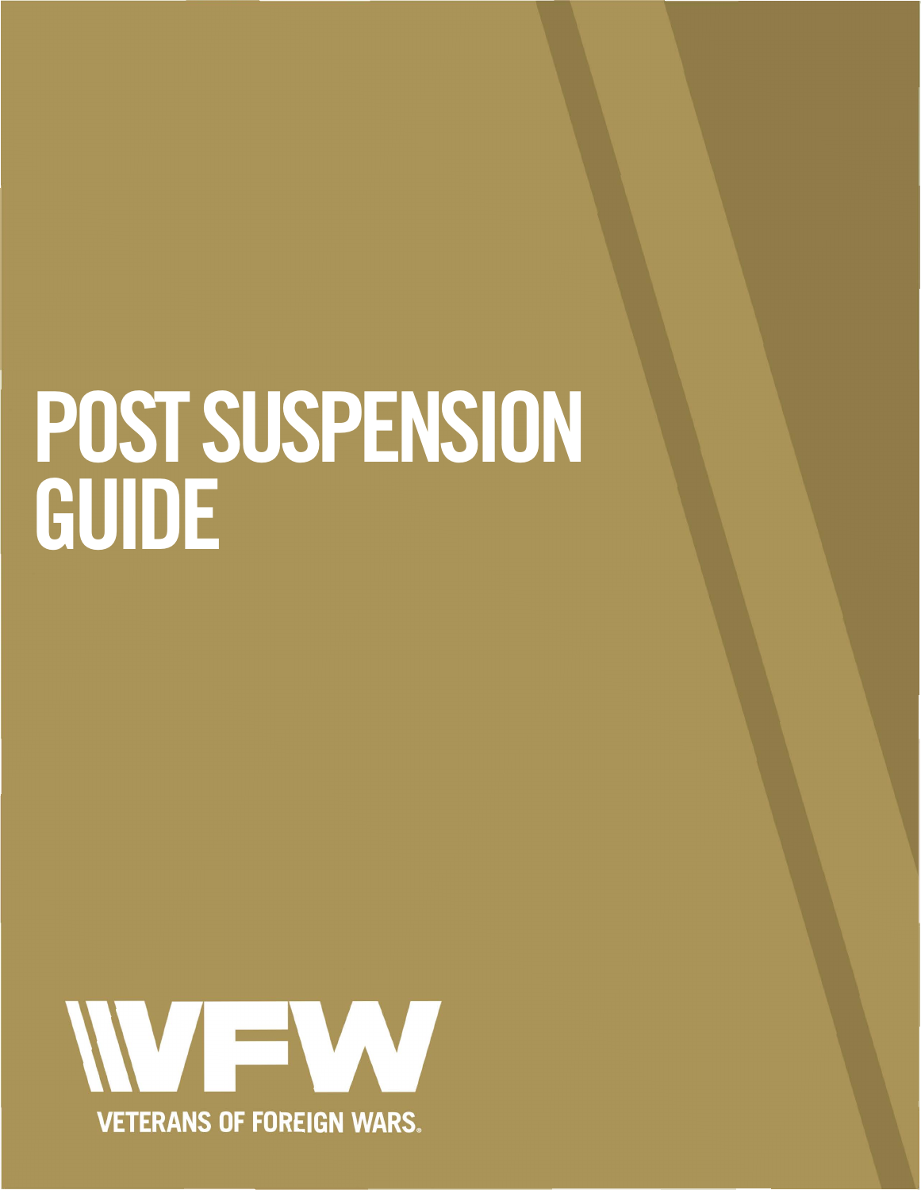# POST SUSPENSION GUIDE

VFW

VETERANS OF FOREIGN WARS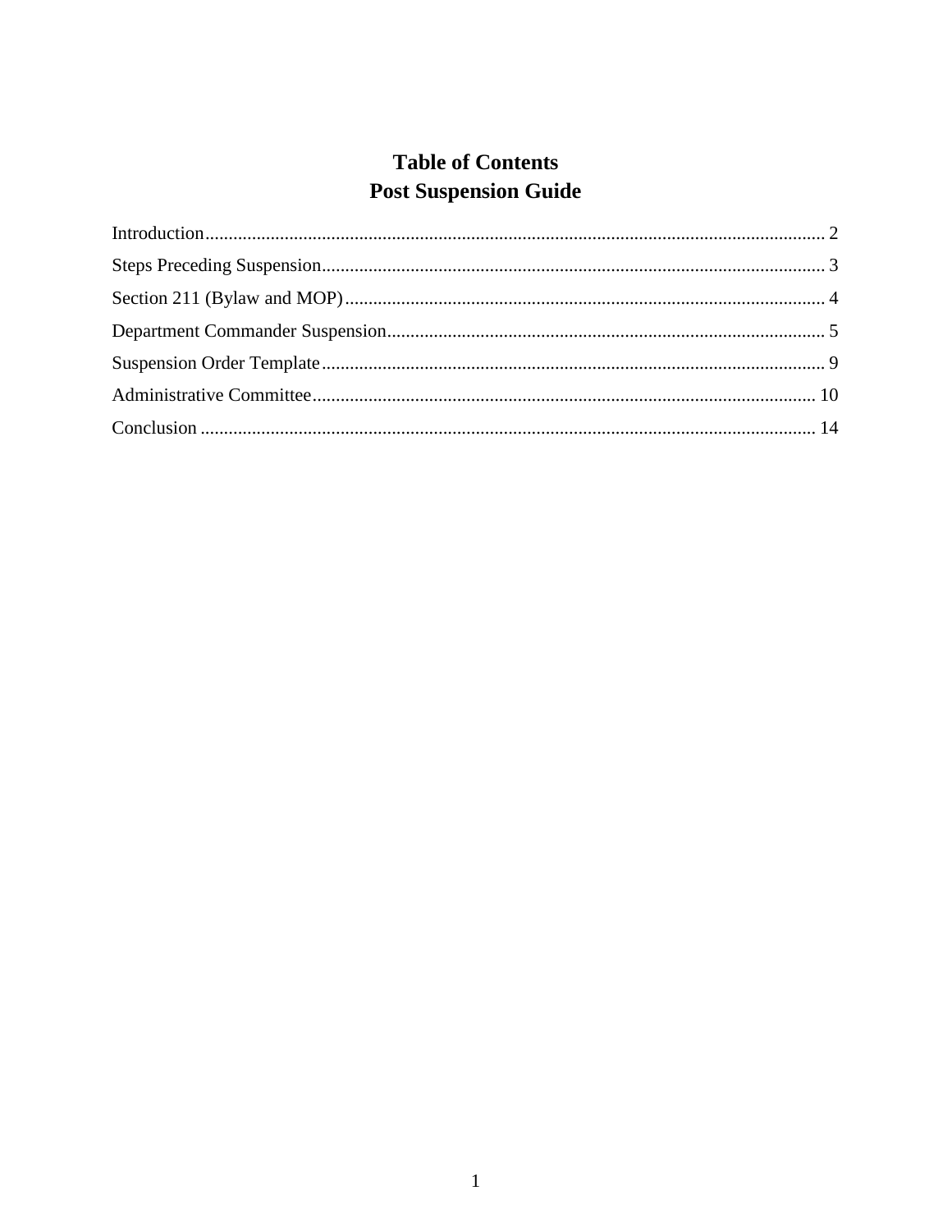# Table of Contents
## Post Suspension Guide

Introduction .................................................................................................................................... 2

Steps Preceding Suspension........................................................................................................... 3

Section 211 (Bylaw and MOP)....................................................................................................... 4

Department Commander Suspension............................................................................................. 5

Suspension Order Template........................................................................................................... 9

Administrative Committee........................................................................................................... 10

Conclusion ................................................................................................................................... 14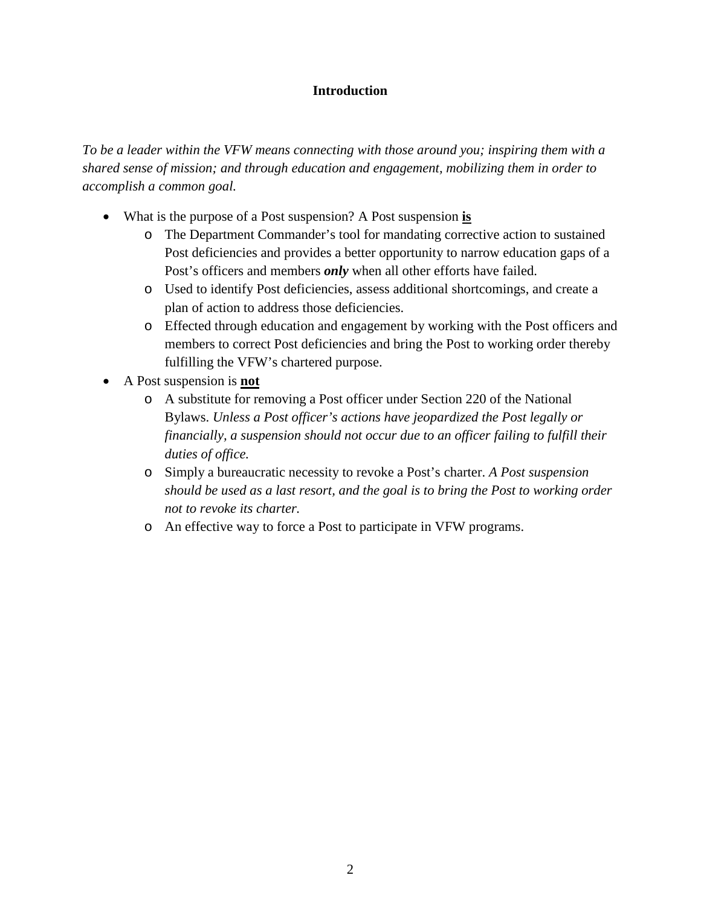## Introduction

*To be a leader within the VFW means connecting with those around you; inspiring them with a shared sense of mission; and through education and engagement, mobilizing them in order to accomplish a common goal.*

- What is the purpose of a Post suspension? A Post suspension **is**
  - The Department Commander's tool for mandating corrective action to sustained Post deficiencies and provides a better opportunity to narrow education gaps of a Post's officers and members ***only*** when all other efforts have failed.
  - Used to identify Post deficiencies, assess additional shortcomings, and create a plan of action to address those deficiencies.
  - Effected through education and engagement by working with the Post officers and members to correct Post deficiencies and bring the Post to working order thereby fulfilling the VFW's chartered purpose.
- A Post suspension is **not**
  - A substitute for removing a Post officer under Section 220 of the National Bylaws. *Unless a Post officer's actions have jeopardized the Post legally or financially, a suspension should not occur due to an officer failing to fulfill their duties of office.*
  - Simply a bureaucratic necessity to revoke a Post's charter. *A Post suspension should be used as a last resort, and the goal is to bring the Post to working order not to revoke its charter.*
  - An effective way to force a Post to participate in VFW programs.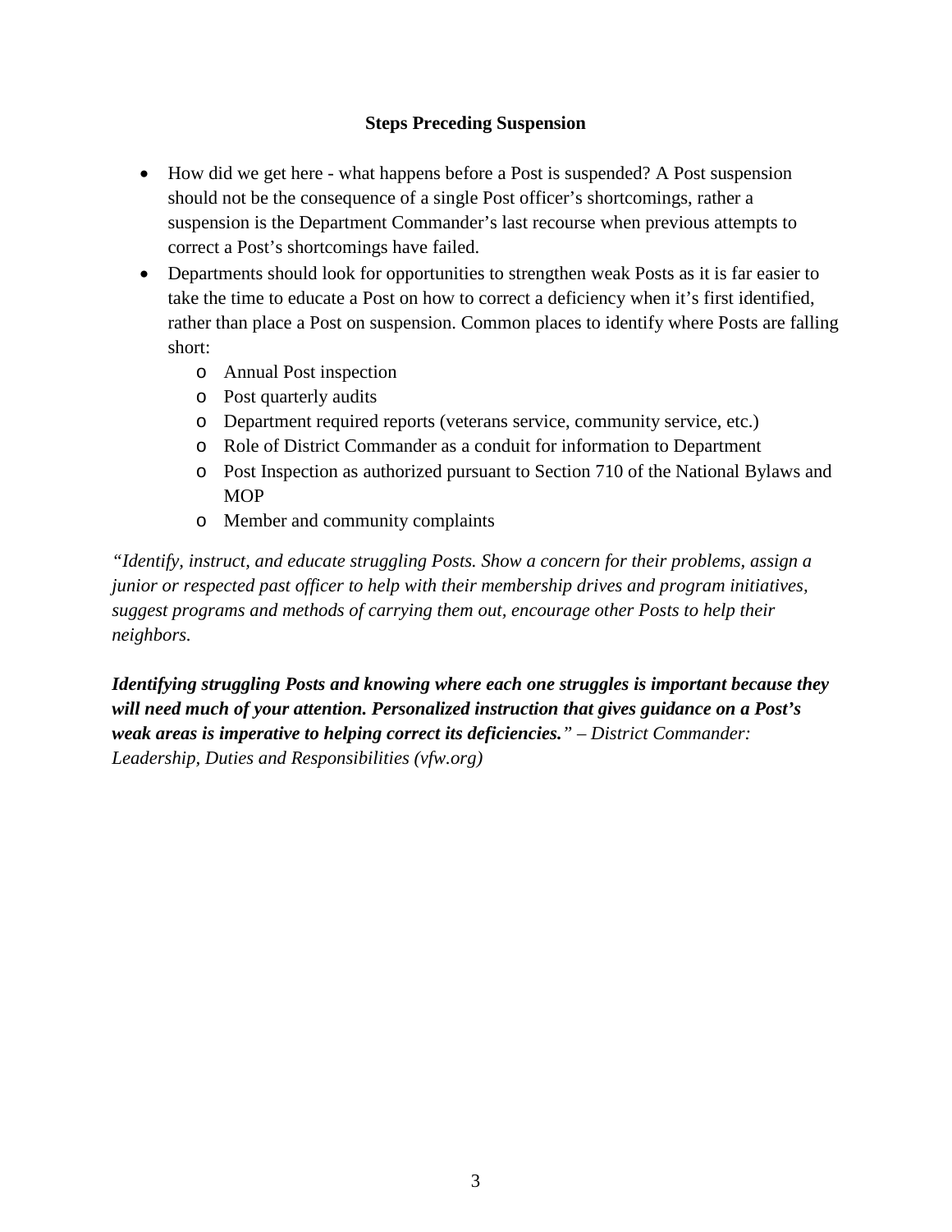### Steps Preceding Suspension

- How did we get here - what happens before a Post is suspended? A Post suspension should not be the consequence of a single Post officer's shortcomings, rather a suspension is the Department Commander's last recourse when previous attempts to correct a Post's shortcomings have failed.
- Departments should look for opportunities to strengthen weak Posts as it is far easier to take the time to educate a Post on how to correct a deficiency when it's first identified, rather than place a Post on suspension. Common places to identify where Posts are falling short:
  - Annual Post inspection
  - Post quarterly audits
  - Department required reports (veterans service, community service, etc.)
  - Role of District Commander as a conduit for information to Department
  - Post Inspection as authorized pursuant to Section 710 of the National Bylaws and MOP
  - Member and community complaints

*"Identify, instruct, and educate struggling Posts. Show a concern for their problems, assign a junior or respected past officer to help with their membership drives and program initiatives, suggest programs and methods of carrying them out, encourage other Posts to help their neighbors.*

***Identifying struggling Posts and knowing where each one struggles is important because they will need much of your attention. Personalized instruction that gives guidance on a Post's weak areas is imperative to helping correct its deficiencies.****" – District Commander: Leadership, Duties and Responsibilities (vfw.org)*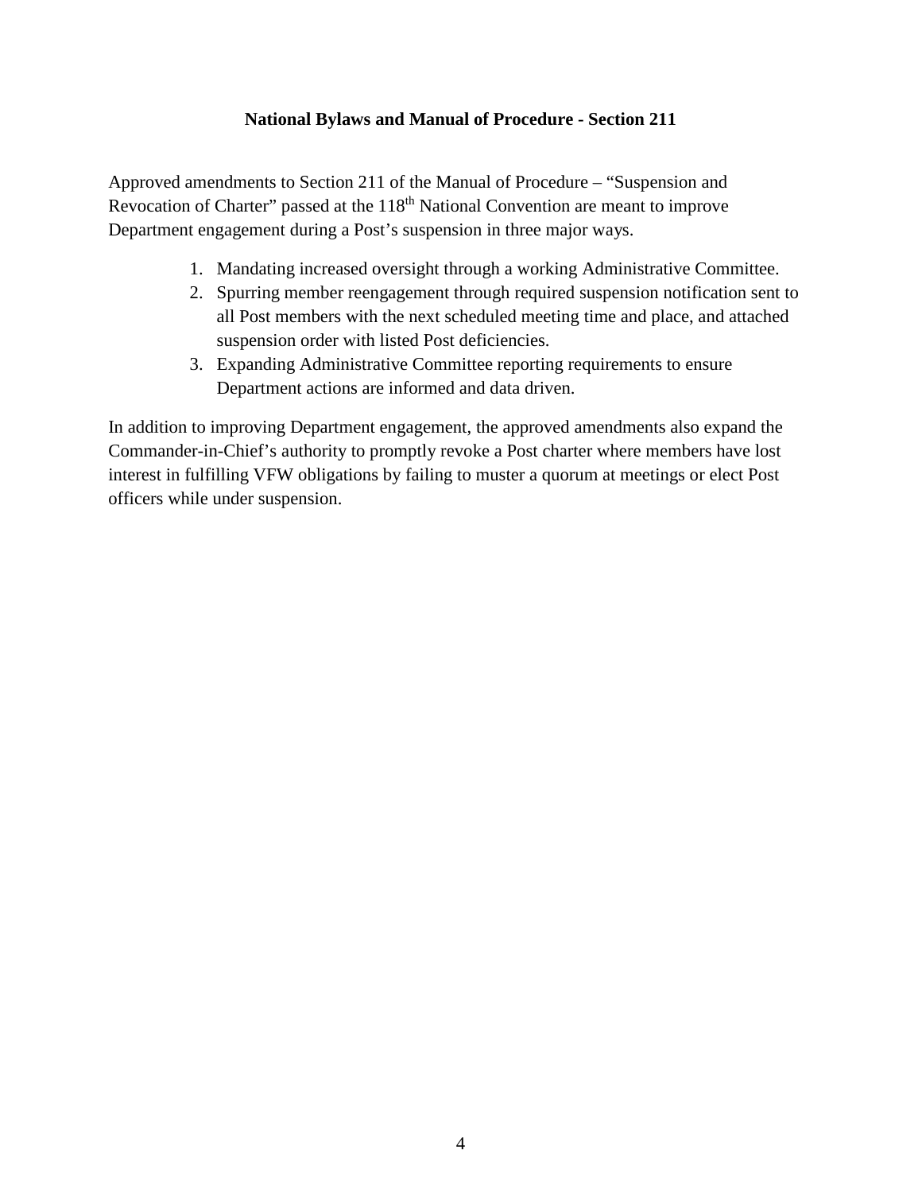**National Bylaws and Manual of Procedure - Section 211**

Approved amendments to Section 211 of the Manual of Procedure – "Suspension and Revocation of Charter" passed at the 118th National Convention are meant to improve Department engagement during a Post's suspension in three major ways.

1. Mandating increased oversight through a working Administrative Committee.
2. Spurring member reengagement through required suspension notification sent to all Post members with the next scheduled meeting time and place, and attached suspension order with listed Post deficiencies.
3. Expanding Administrative Committee reporting requirements to ensure Department actions are informed and data driven.

In addition to improving Department engagement, the approved amendments also expand the Commander-in-Chief's authority to promptly revoke a Post charter where members have lost interest in fulfilling VFW obligations by failing to muster a quorum at meetings or elect Post officers while under suspension.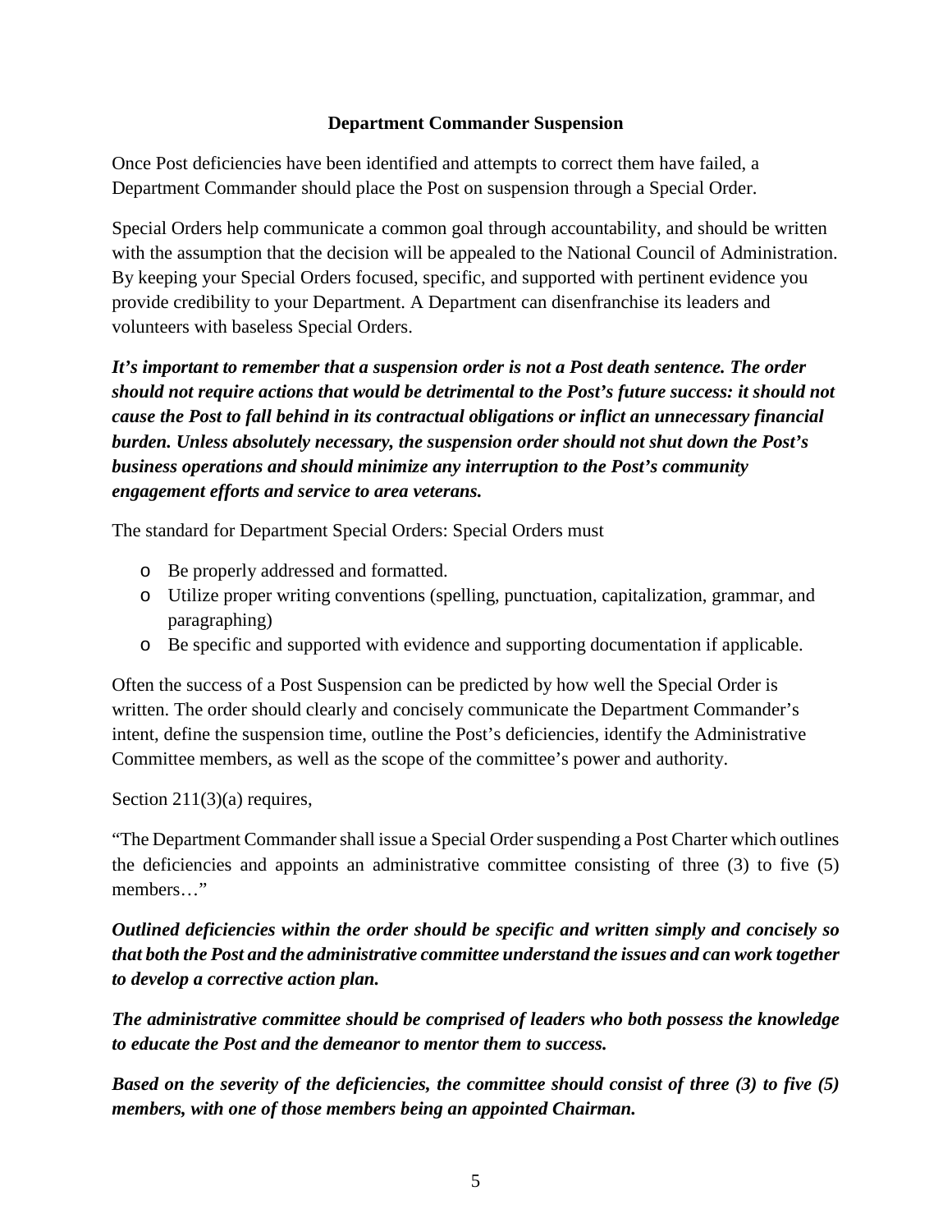**Department Commander Suspension**

Once Post deficiencies have been identified and attempts to correct them have failed, a Department Commander should place the Post on suspension through a Special Order.

Special Orders help communicate a common goal through accountability, and should be written with the assumption that the decision will be appealed to the National Council of Administration. By keeping your Special Orders focused, specific, and supported with pertinent evidence you provide credibility to your Department. A Department can disenfranchise its leaders and volunteers with baseless Special Orders.

***It's important to remember that a suspension order is not a Post death sentence. The order should not require actions that would be detrimental to the Post's future success: it should not cause the Post to fall behind in its contractual obligations or inflict an unnecessary financial burden. Unless absolutely necessary, the suspension order should not shut down the Post's business operations and should minimize any interruption to the Post's community engagement efforts and service to area veterans.***

The standard for Department Special Orders: Special Orders must

- Be properly addressed and formatted.
- Utilize proper writing conventions (spelling, punctuation, capitalization, grammar, and paragraphing)
- Be specific and supported with evidence and supporting documentation if applicable.

Often the success of a Post Suspension can be predicted by how well the Special Order is written. The order should clearly and concisely communicate the Department Commander's intent, define the suspension time, outline the Post's deficiencies, identify the Administrative Committee members, as well as the scope of the committee's power and authority.

Section 211(3)(a) requires,

"The Department Commander shall issue a Special Order suspending a Post Charter which outlines the deficiencies and appoints an administrative committee consisting of three (3) to five (5) members…"

***Outlined deficiencies within the order should be specific and written simply and concisely so that both the Post and the administrative committee understand the issues and can work together to develop a corrective action plan.***

***The administrative committee should be comprised of leaders who both possess the knowledge to educate the Post and the demeanor to mentor them to success.***

***Based on the severity of the deficiencies, the committee should consist of three (3) to five (5) members, with one of those members being an appointed Chairman.***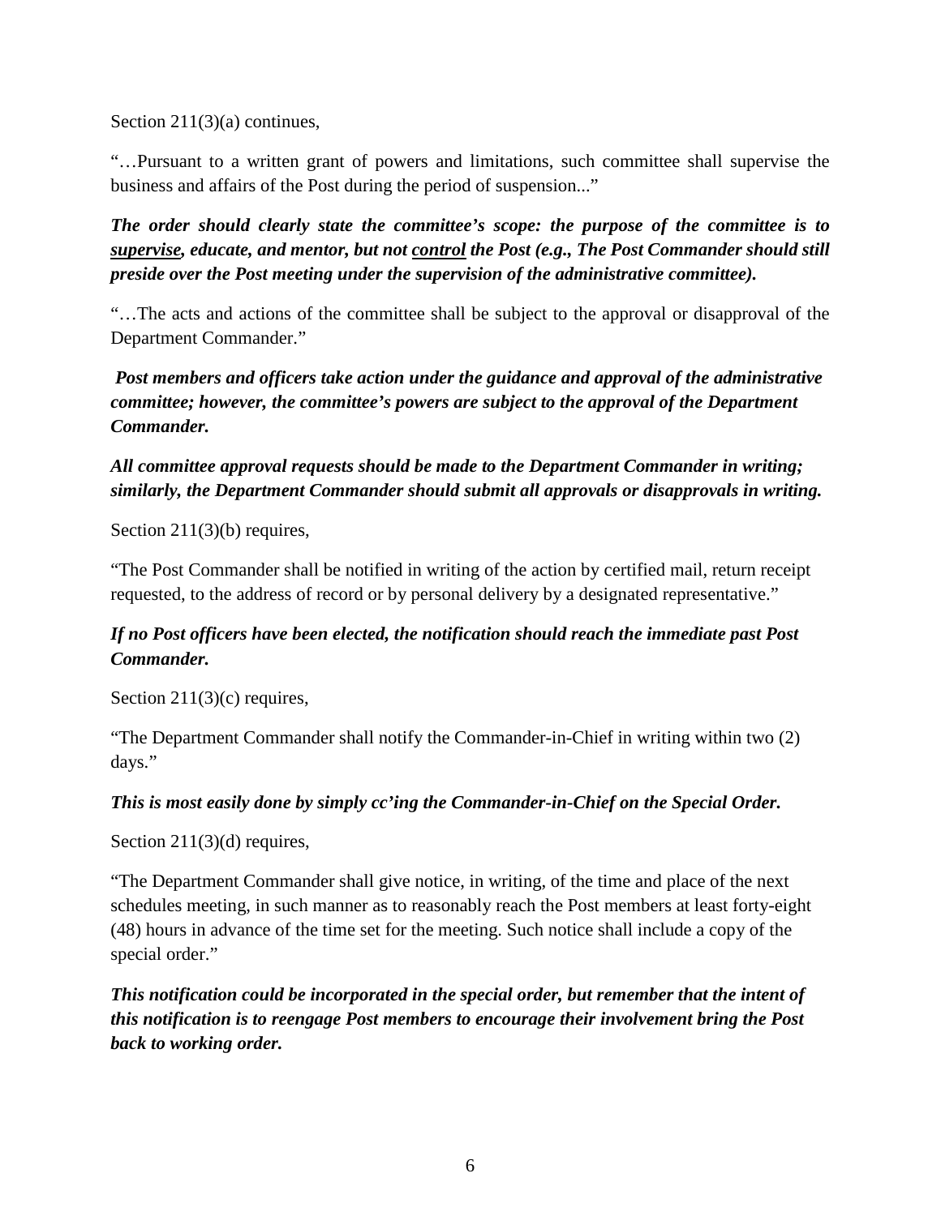Section 211(3)(a) continues,

"…Pursuant to a written grant of powers and limitations, such committee shall supervise the business and affairs of the Post during the period of suspension..."

***The order should clearly state the committee's scope: the purpose of the committee is to <u>supervise</u>, educate, and mentor, but not <u>control</u> the Post (e.g., The Post Commander should still preside over the Post meeting under the supervision of the administrative committee).***

"…The acts and actions of the committee shall be subject to the approval or disapproval of the Department Commander."

***Post members and officers take action under the guidance and approval of the administrative committee; however, the committee's powers are subject to the approval of the Department Commander.***

***All committee approval requests should be made to the Department Commander in writing; similarly, the Department Commander should submit all approvals or disapprovals in writing.***

Section 211(3)(b) requires,

"The Post Commander shall be notified in writing of the action by certified mail, return receipt requested, to the address of record or by personal delivery by a designated representative."

***If no Post officers have been elected, the notification should reach the immediate past Post Commander.***

Section 211(3)(c) requires,

"The Department Commander shall notify the Commander-in-Chief in writing within two (2) days."

***This is most easily done by simply cc'ing the Commander-in-Chief on the Special Order.***

Section 211(3)(d) requires,

"The Department Commander shall give notice, in writing, of the time and place of the next schedules meeting, in such manner as to reasonably reach the Post members at least forty-eight (48) hours in advance of the time set for the meeting. Such notice shall include a copy of the special order."

***This notification could be incorporated in the special order, but remember that the intent of this notification is to reengage Post members to encourage their involvement bring the Post back to working order.***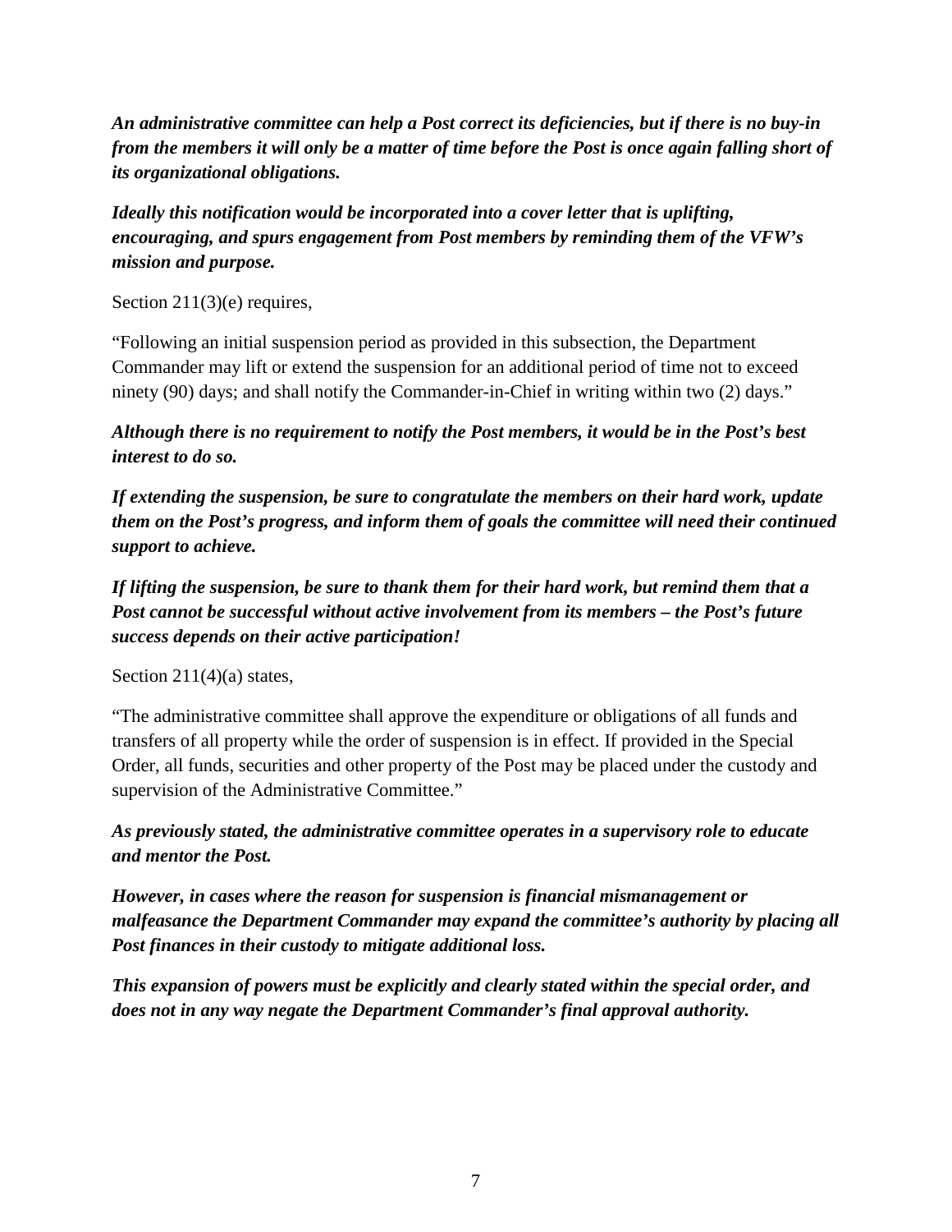***An administrative committee can help a Post correct its deficiencies, but if there is no buy-in from the members it will only be a matter of time before the Post is once again falling short of its organizational obligations.***

***Ideally this notification would be incorporated into a cover letter that is uplifting, encouraging, and spurs engagement from Post members by reminding them of the VFW's mission and purpose.***

Section 211(3)(e) requires,

"Following an initial suspension period as provided in this subsection, the Department Commander may lift or extend the suspension for an additional period of time not to exceed ninety (90) days; and shall notify the Commander-in-Chief in writing within two (2) days."

***Although there is no requirement to notify the Post members, it would be in the Post's best interest to do so.***

***If extending the suspension, be sure to congratulate the members on their hard work, update them on the Post's progress, and inform them of goals the committee will need their continued support to achieve.***

***If lifting the suspension, be sure to thank them for their hard work, but remind them that a Post cannot be successful without active involvement from its members – the Post's future success depends on their active participation!***

Section 211(4)(a) states,

"The administrative committee shall approve the expenditure or obligations of all funds and transfers of all property while the order of suspension is in effect. If provided in the Special Order, all funds, securities and other property of the Post may be placed under the custody and supervision of the Administrative Committee."

***As previously stated, the administrative committee operates in a supervisory role to educate and mentor the Post.***

***However, in cases where the reason for suspension is financial mismanagement or malfeasance the Department Commander may expand the committee's authority by placing all Post finances in their custody to mitigate additional loss.***

***This expansion of powers must be explicitly and clearly stated within the special order, and does not in any way negate the Department Commander's final approval authority.***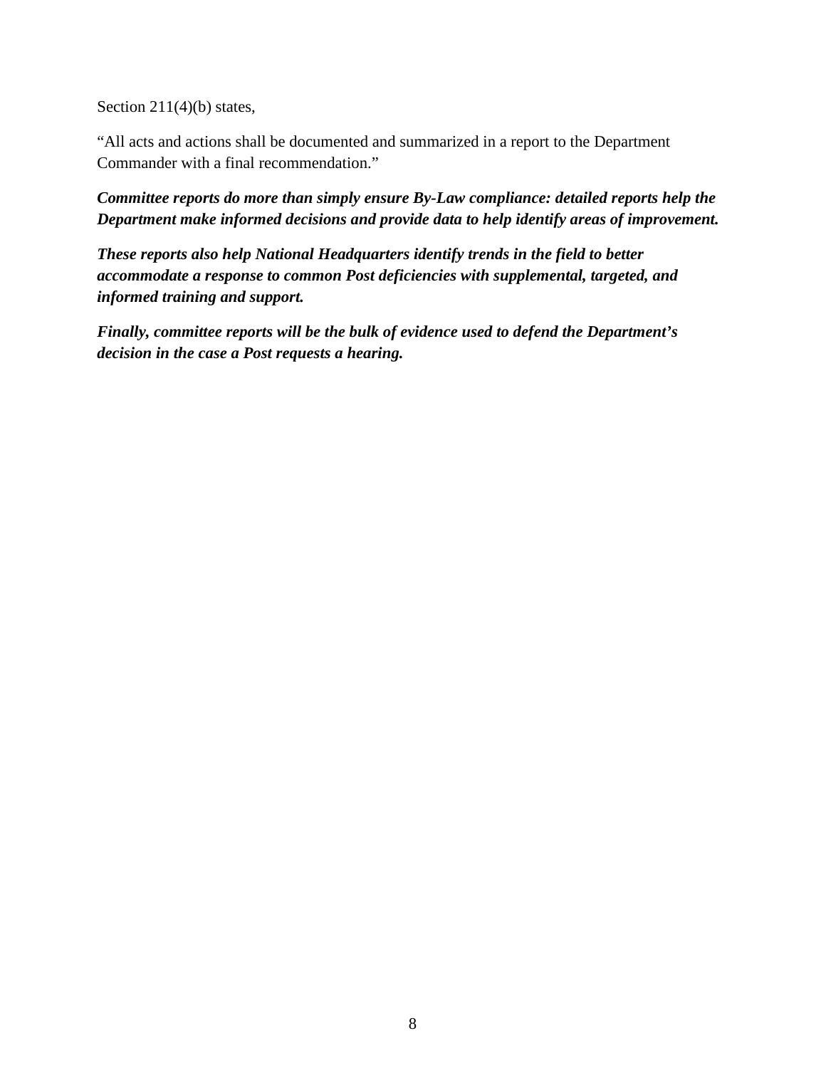Section 211(4)(b) states,

"All acts and actions shall be documented and summarized in a report to the Department Commander with a final recommendation."

***Committee reports do more than simply ensure By-Law compliance: detailed reports help the Department make informed decisions and provide data to help identify areas of improvement.***

***These reports also help National Headquarters identify trends in the field to better accommodate a response to common Post deficiencies with supplemental, targeted, and informed training and support.***

***Finally, committee reports will be the bulk of evidence used to defend the Department's decision in the case a Post requests a hearing.***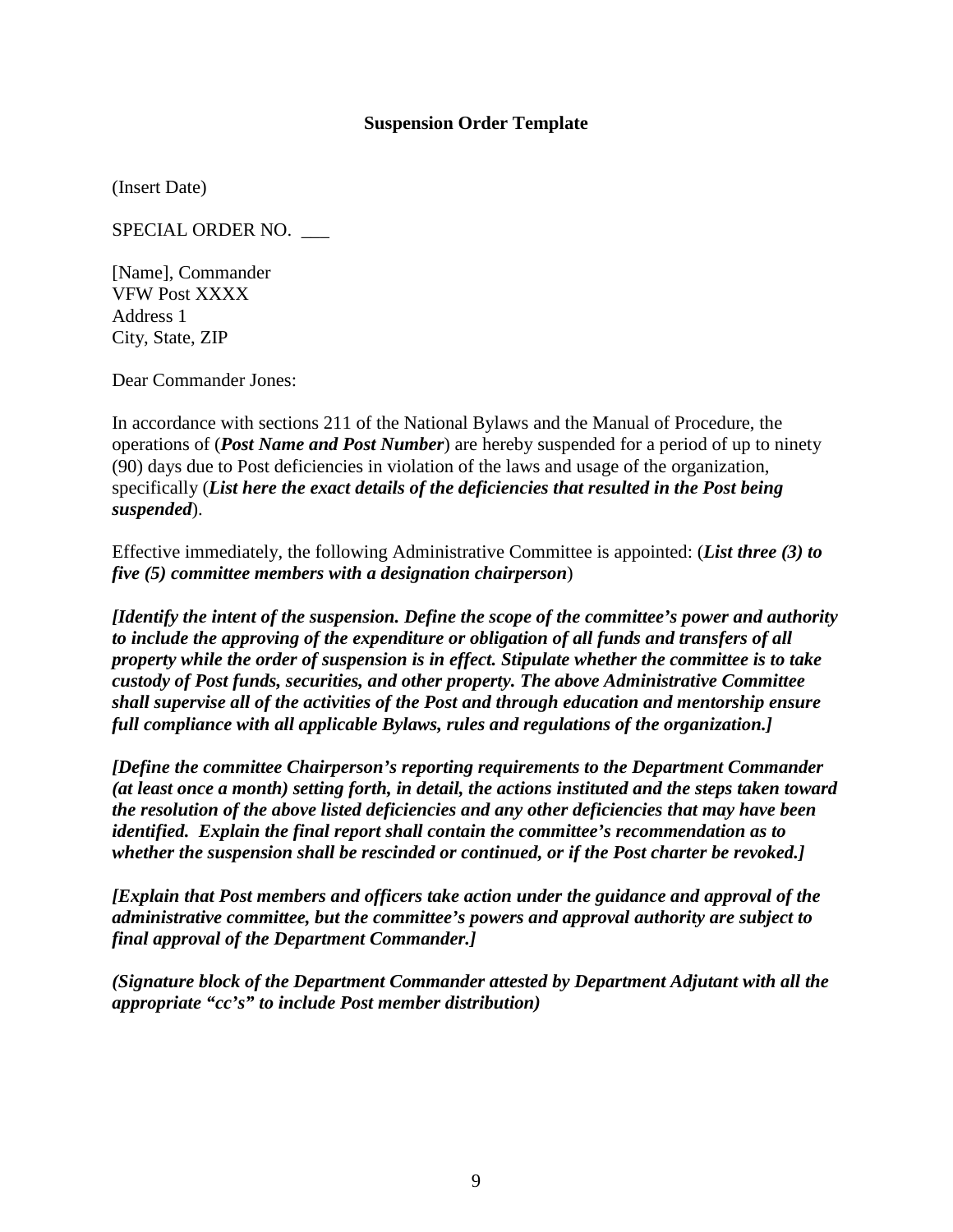**Suspension Order Template**

(Insert Date)

SPECIAL ORDER NO. ___

[Name], Commander
VFW Post XXXX
Address 1
City, State, ZIP

Dear Commander Jones:

In accordance with sections 211 of the National Bylaws and the Manual of Procedure, the operations of (***Post Name and Post Number***) are hereby suspended for a period of up to ninety (90) days due to Post deficiencies in violation of the laws and usage of the organization, specifically (***List here the exact details of the deficiencies that resulted in the Post being suspended***).

Effective immediately, the following Administrative Committee is appointed: (***List three (3) to five (5) committee members with a designation chairperson***)

***[Identify the intent of the suspension. Define the scope of the committee's power and authority to include the approving of the expenditure or obligation of all funds and transfers of all property while the order of suspension is in effect. Stipulate whether the committee is to take custody of Post funds, securities, and other property. The above Administrative Committee shall supervise all of the activities of the Post and through education and mentorship ensure full compliance with all applicable Bylaws, rules and regulations of the organization.]***

***[Define the committee Chairperson's reporting requirements to the Department Commander (at least once a month) setting forth, in detail, the actions instituted and the steps taken toward the resolution of the above listed deficiencies and any other deficiencies that may have been identified. Explain the final report shall contain the committee's recommendation as to whether the suspension shall be rescinded or continued, or if the Post charter be revoked.]***

***[Explain that Post members and officers take action under the guidance and approval of the administrative committee, but the committee's powers and approval authority are subject to final approval of the Department Commander.]***

***(Signature block of the Department Commander attested by Department Adjutant with all the appropriate "cc's" to include Post member distribution)***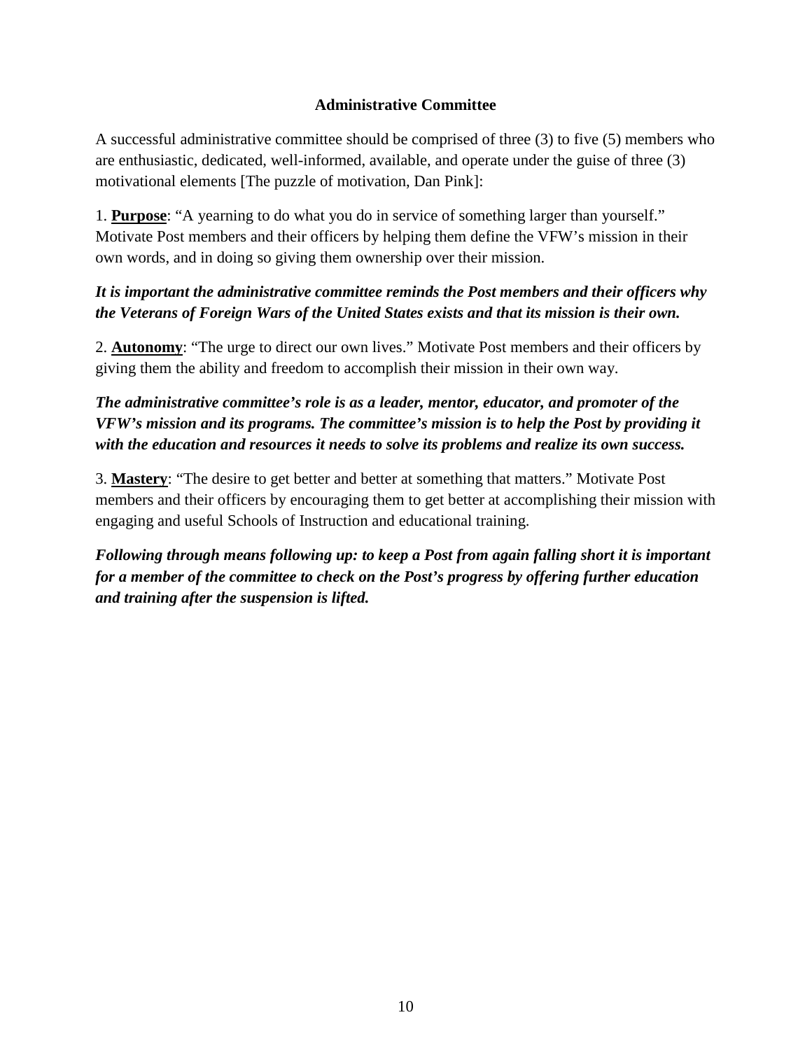## Administrative Committee

A successful administrative committee should be comprised of three (3) to five (5) members who are enthusiastic, dedicated, well-informed, available, and operate under the guise of three (3) motivational elements [The puzzle of motivation, Dan Pink]:

1. **Purpose**: “A yearning to do what you do in service of something larger than yourself.” Motivate Post members and their officers by helping them define the VFW’s mission in their own words, and in doing so giving them ownership over their mission.

***It is important the administrative committee reminds the Post members and their officers why the Veterans of Foreign Wars of the United States exists and that its mission is their own.***

2. **Autonomy**: “The urge to direct our own lives.” Motivate Post members and their officers by giving them the ability and freedom to accomplish their mission in their own way.

***The administrative committee’s role is as a leader, mentor, educator, and promoter of the VFW’s mission and its programs. The committee’s mission is to help the Post by providing it with the education and resources it needs to solve its problems and realize its own success.***

3. **Mastery**: “The desire to get better and better at something that matters.” Motivate Post members and their officers by encouraging them to get better at accomplishing their mission with engaging and useful Schools of Instruction and educational training.

***Following through means following up: to keep a Post from again falling short it is important for a member of the committee to check on the Post’s progress by offering further education and training after the suspension is lifted.***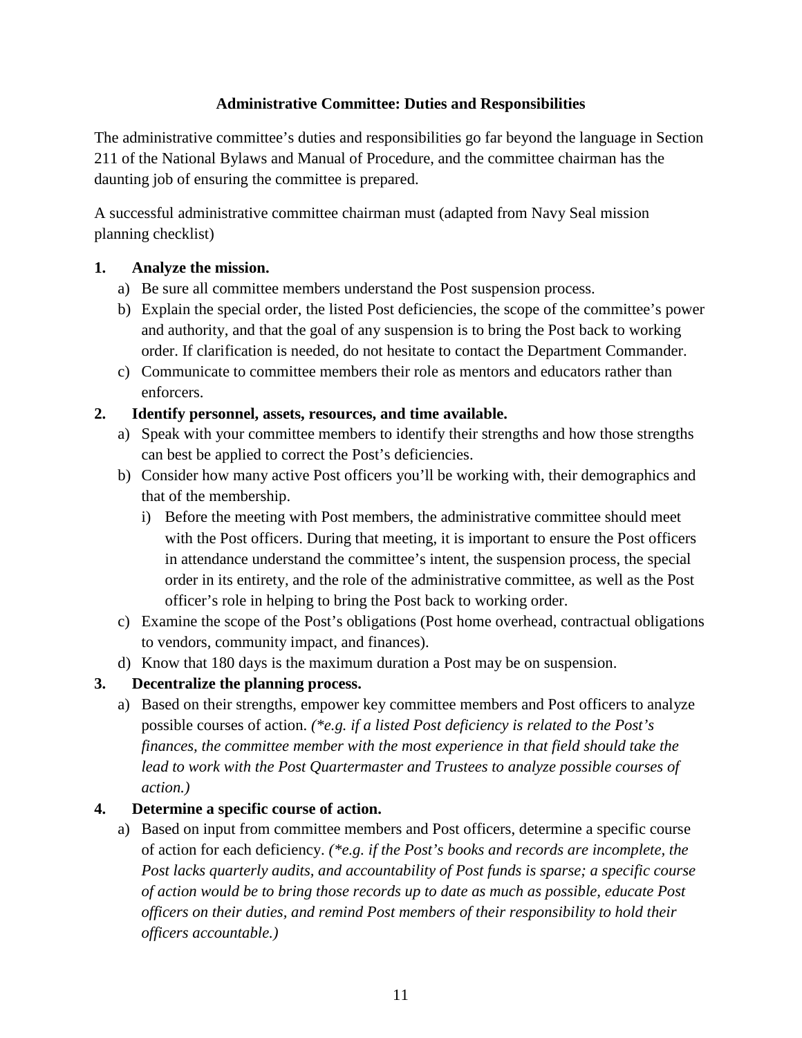### Administrative Committee: Duties and Responsibilities

The administrative committee's duties and responsibilities go far beyond the language in Section 211 of the National Bylaws and Manual of Procedure, and the committee chairman has the daunting job of ensuring the committee is prepared.

A successful administrative committee chairman must (adapted from Navy Seal mission planning checklist)

1. **Analyze the mission.**
   a) Be sure all committee members understand the Post suspension process.
   b) Explain the special order, the listed Post deficiencies, the scope of the committee's power and authority, and that the goal of any suspension is to bring the Post back to working order. If clarification is needed, do not hesitate to contact the Department Commander.
   c) Communicate to committee members their role as mentors and educators rather than enforcers.
2. **Identify personnel, assets, resources, and time available.**
   a) Speak with your committee members to identify their strengths and how those strengths can best be applied to correct the Post's deficiencies.
   b) Consider how many active Post officers you'll be working with, their demographics and that of the membership.
      i) Before the meeting with Post members, the administrative committee should meet with the Post officers. During that meeting, it is important to ensure the Post officers in attendance understand the committee's intent, the suspension process, the special order in its entirety, and the role of the administrative committee, as well as the Post officer's role in helping to bring the Post back to working order.
   c) Examine the scope of the Post's obligations (Post home overhead, contractual obligations to vendors, community impact, and finances).
   d) Know that 180 days is the maximum duration a Post may be on suspension.
3. **Decentralize the planning process.**
   a) Based on their strengths, empower key committee members and Post officers to analyze possible courses of action. *(\*e.g. if a listed Post deficiency is related to the Post's finances, the committee member with the most experience in that field should take the lead to work with the Post Quartermaster and Trustees to analyze possible courses of action.)*
4. **Determine a specific course of action.**
   a) Based on input from committee members and Post officers, determine a specific course of action for each deficiency. *(\*e.g. if the Post's books and records are incomplete, the Post lacks quarterly audits, and accountability of Post funds is sparse; a specific course of action would be to bring those records up to date as much as possible, educate Post officers on their duties, and remind Post members of their responsibility to hold their officers accountable.)*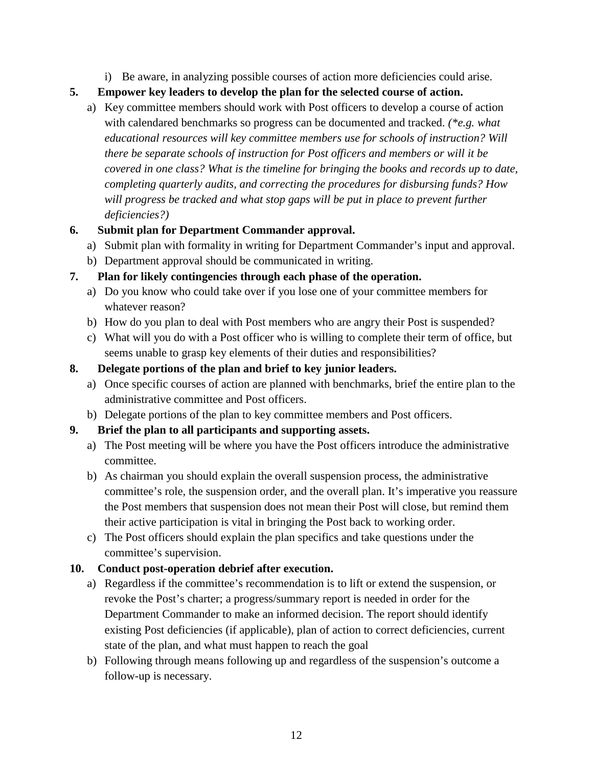i) Be aware, in analyzing possible courses of action more deficiencies could arise.

**5. Empower key leaders to develop the plan for the selected course of action.**

   a) Key committee members should work with Post officers to develop a course of action with calendared benchmarks so progress can be documented and tracked. *(\*e.g. what educational resources will key committee members use for schools of instruction? Will there be separate schools of instruction for Post officers and members or will it be covered in one class? What is the timeline for bringing the books and records up to date, completing quarterly audits, and correcting the procedures for disbursing funds? How will progress be tracked and what stop gaps will be put in place to prevent further deficiencies?)*

**6. Submit plan for Department Commander approval.**

   a) Submit plan with formality in writing for Department Commander's input and approval.

   b) Department approval should be communicated in writing.

**7. Plan for likely contingencies through each phase of the operation.**

   a) Do you know who could take over if you lose one of your committee members for whatever reason?

   b) How do you plan to deal with Post members who are angry their Post is suspended?

   c) What will you do with a Post officer who is willing to complete their term of office, but seems unable to grasp key elements of their duties and responsibilities?

**8. Delegate portions of the plan and brief to key junior leaders.**

   a) Once specific courses of action are planned with benchmarks, brief the entire plan to the administrative committee and Post officers.

   b) Delegate portions of the plan to key committee members and Post officers.

**9. Brief the plan to all participants and supporting assets.**

   a) The Post meeting will be where you have the Post officers introduce the administrative committee.

   b) As chairman you should explain the overall suspension process, the administrative committee's role, the suspension order, and the overall plan. It's imperative you reassure the Post members that suspension does not mean their Post will close, but remind them their active participation is vital in bringing the Post back to working order.

   c) The Post officers should explain the plan specifics and take questions under the committee's supervision.

**10. Conduct post-operation debrief after execution.**

   a) Regardless if the committee's recommendation is to lift or extend the suspension, or revoke the Post's charter; a progress/summary report is needed in order for the Department Commander to make an informed decision. The report should identify existing Post deficiencies (if applicable), plan of action to correct deficiencies, current state of the plan, and what must happen to reach the goal

   b) Following through means following up and regardless of the suspension's outcome a follow-up is necessary.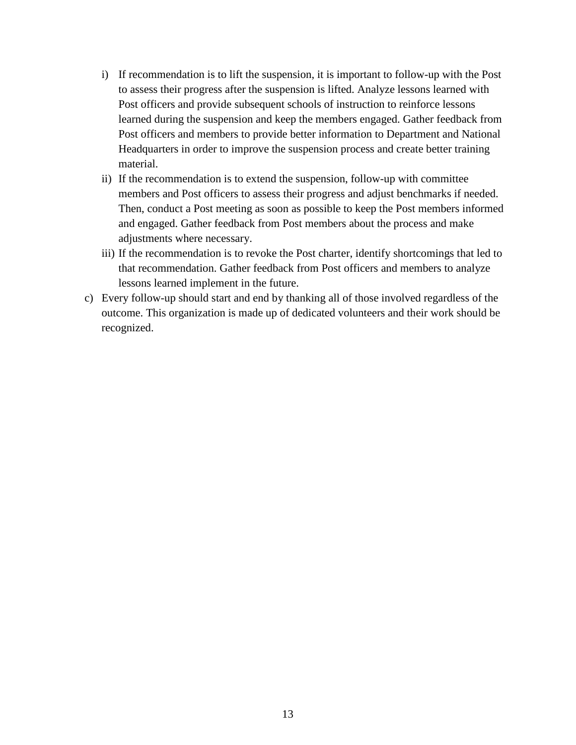i) If recommendation is to lift the suspension, it is important to follow-up with the Post to assess their progress after the suspension is lifted. Analyze lessons learned with Post officers and provide subsequent schools of instruction to reinforce lessons learned during the suspension and keep the members engaged. Gather feedback from Post officers and members to provide better information to Department and National Headquarters in order to improve the suspension process and create better training material.

ii) If the recommendation is to extend the suspension, follow-up with committee members and Post officers to assess their progress and adjust benchmarks if needed. Then, conduct a Post meeting as soon as possible to keep the Post members informed and engaged. Gather feedback from Post members about the process and make adjustments where necessary.

iii) If the recommendation is to revoke the Post charter, identify shortcomings that led to that recommendation. Gather feedback from Post officers and members to analyze lessons learned implement in the future.

c) Every follow-up should start and end by thanking all of those involved regardless of the outcome. This organization is made up of dedicated volunteers and their work should be recognized.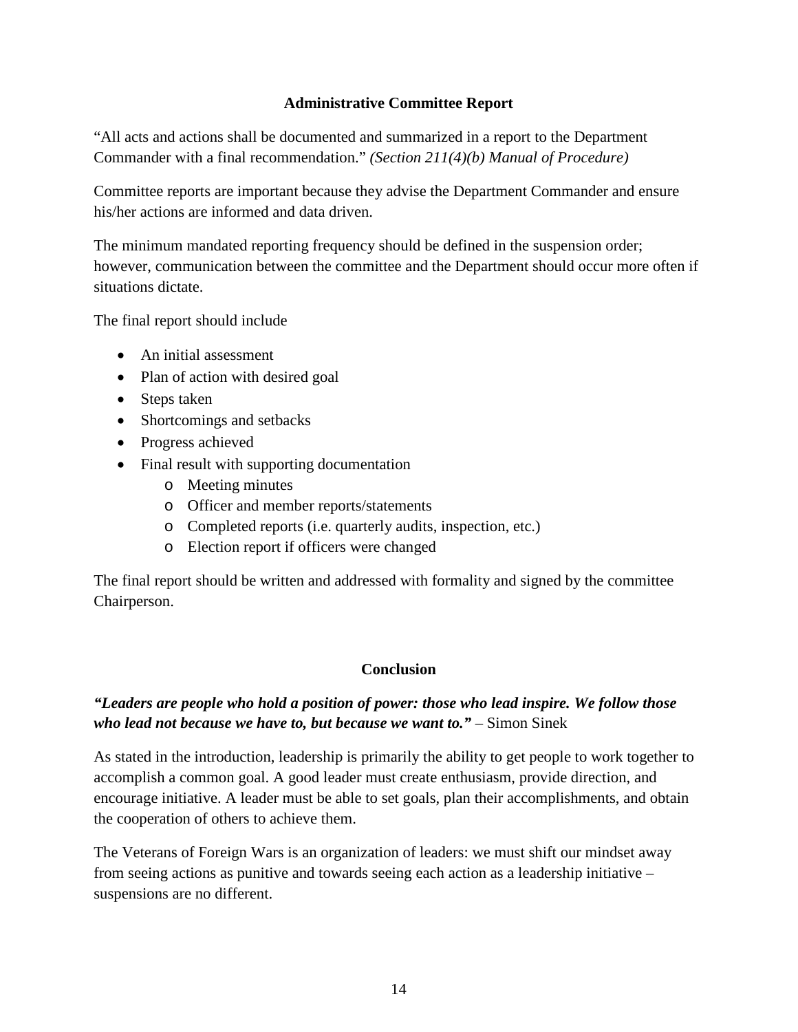## Administrative Committee Report

"All acts and actions shall be documented and summarized in a report to the Department Commander with a final recommendation." *(Section 211(4)(b) Manual of Procedure)*

Committee reports are important because they advise the Department Commander and ensure his/her actions are informed and data driven.

The minimum mandated reporting frequency should be defined in the suspension order; however, communication between the committee and the Department should occur more often if situations dictate.

The final report should include

- An initial assessment
- Plan of action with desired goal
- Steps taken
- Shortcomings and setbacks
- Progress achieved
- Final result with supporting documentation
  - Meeting minutes
  - Officer and member reports/statements
  - Completed reports (i.e. quarterly audits, inspection, etc.)
  - Election report if officers were changed

The final report should be written and addressed with formality and signed by the committee Chairperson.

## Conclusion

***"Leaders are people who hold a position of power: those who lead inspire. We follow those who lead not because we have to, but because we want to."*** – Simon Sinek

As stated in the introduction, leadership is primarily the ability to get people to work together to accomplish a common goal. A good leader must create enthusiasm, provide direction, and encourage initiative. A leader must be able to set goals, plan their accomplishments, and obtain the cooperation of others to achieve them.

The Veterans of Foreign Wars is an organization of leaders: we must shift our mindset away from seeing actions as punitive and towards seeing each action as a leadership initiative – suspensions are no different.